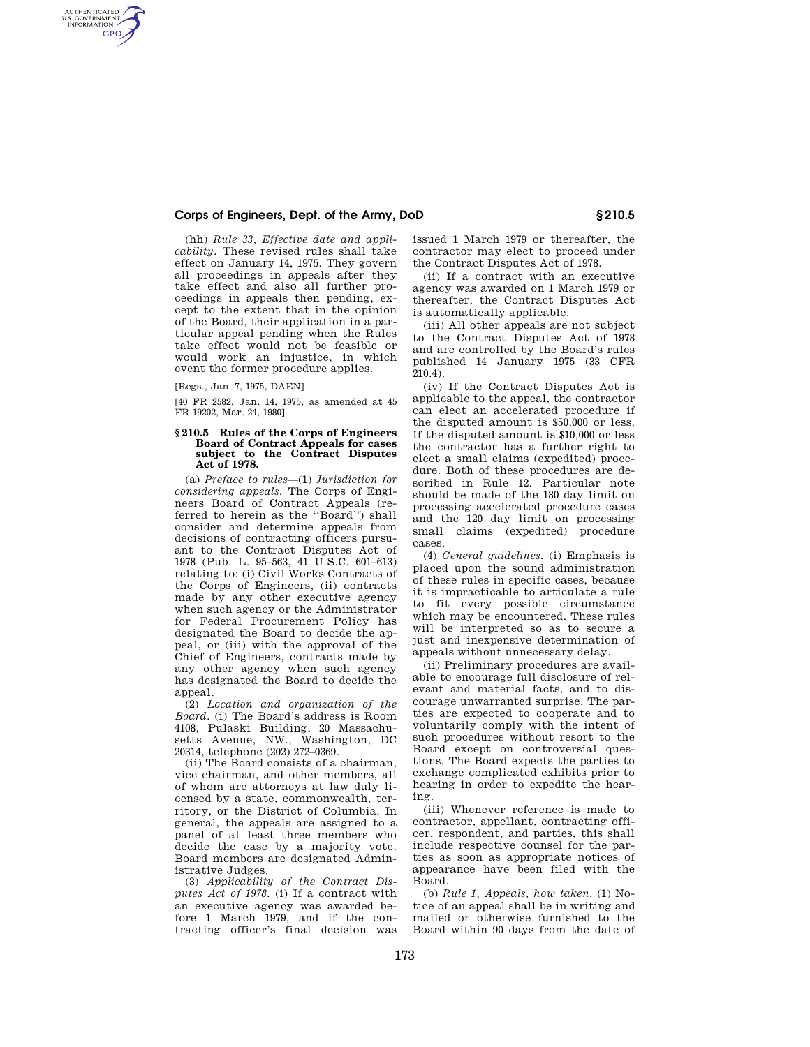(hh) *Rule 33, Effective date and applicability.* These revised rules shall take effect on January 14, 1975. They govern all proceedings in appeals after they take effect and also all further proceedings in appeals then pending, except to the extent that in the opinion of the Board, their application in a particular appeal pending when the Rules take effect would not be feasible or would work an injustice, in which event the former procedure applies.

[Regs., Jan. 7, 1975, DAEN]

[40 FR 2582, Jan. 14, 1975, as amended at 45 FR 19202, Mar. 24, 1980]

### § 210.5 Rules of the Corps of Engineers Board of Contract Appeals for cases subject to the Contract Disputes Act of 1978.

(a) *Preface to rules*—(1) *Jurisdiction for considering appeals.* The Corps of Engineers Board of Contract Appeals (referred to herein as the ''Board'') shall consider and determine appeals from decisions of contracting officers pursuant to the Contract Disputes Act of 1978 (Pub. L. 95–563, 41 U.S.C. 601–613) relating to: (i) Civil Works Contracts of the Corps of Engineers, (ii) contracts made by any other executive agency when such agency or the Administrator for Federal Procurement Policy has designated the Board to decide the appeal, or (iii) with the approval of the Chief of Engineers, contracts made by any other agency when such agency has designated the Board to decide the appeal.

(2) *Location and organization of the Board.* (i) The Board's address is Room 4108, Pulaski Building, 20 Massachusetts Avenue, NW., Washington, DC 20314, telephone (202) 272–0369.

(ii) The Board consists of a chairman, vice chairman, and other members, all of whom are attorneys at law duly licensed by a state, commonwealth, territory, or the District of Columbia. In general, the appeals are assigned to a panel of at least three members who decide the case by a majority vote. Board members are designated Administrative Judges.

(3) *Applicability of the Contract Disputes Act of 1978.* (i) If a contract with an executive agency was awarded before 1 March 1979, and if the contracting officer's final decision was issued 1 March 1979 or thereafter, the contractor may elect to proceed under the Contract Disputes Act of 1978.

(ii) If a contract with an executive agency was awarded on 1 March 1979 or thereafter, the Contract Disputes Act is automatically applicable.

(iii) All other appeals are not subject to the Contract Disputes Act of 1978 and are controlled by the Board's rules published 14 January 1975 (33 CFR 210.4).

(iv) If the Contract Disputes Act is applicable to the appeal, the contractor can elect an accelerated procedure if the disputed amount is $50,000 or less. If the disputed amount is $10,000 or less the contractor has a further right to elect a small claims (expedited) procedure. Both of these procedures are described in Rule 12. Particular note should be made of the 180 day limit on processing accelerated procedure cases and the 120 day limit on processing small claims (expedited) procedure cases.

(4) *General guidelines.* (i) Emphasis is placed upon the sound administration of these rules in specific cases, because it is impracticable to articulate a rule to fit every possible circumstance which may be encountered. These rules will be interpreted so as to secure a just and inexpensive determination of appeals without unnecessary delay.

(ii) Preliminary procedures are available to encourage full disclosure of relevant and material facts, and to discourage unwarranted surprise. The parties are expected to cooperate and to voluntarily comply with the intent of such procedures without resort to the Board except on controversial questions. The Board expects the parties to exchange complicated exhibits prior to hearing in order to expedite the hearing.

(iii) Whenever reference is made to contractor, appellant, contracting officer, respondent, and parties, this shall include respective counsel for the parties as soon as appropriate notices of appearance have been filed with the Board.

(b) *Rule 1, Appeals, how taken.* (1) Notice of an appeal shall be in writing and mailed or otherwise furnished to the Board within 90 days from the date of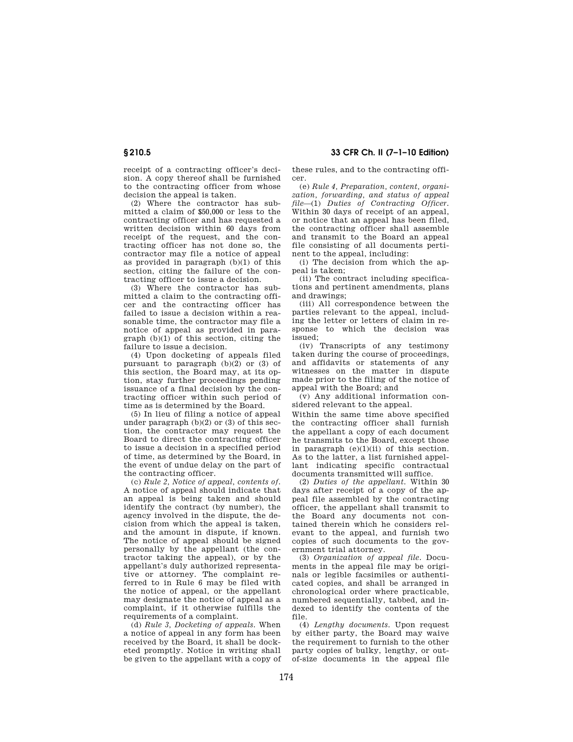receipt of a contracting officer's decision. A copy thereof shall be furnished to the contracting officer from whose decision the appeal is taken.

(2) Where the contractor has submitted a claim of $50,000 or less to the contracting officer and has requested a written decision within 60 days from receipt of the request, and the contracting officer has not done so, the contractor may file a notice of appeal as provided in paragraph (b)(1) of this section, citing the failure of the contracting officer to issue a decision.

(3) Where the contractor has submitted a claim to the contracting officer and the contracting officer has failed to issue a decision within a reasonable time, the contractor may file a notice of appeal as provided in paragraph (b)(1) of this section, citing the failure to issue a decision.

(4) Upon docketing of appeals filed pursuant to paragraph (b)(2) or (3) of this section, the Board may, at its option, stay further proceedings pending issuance of a final decision by the contracting officer within such period of time as is determined by the Board.

(5) In lieu of filing a notice of appeal under paragraph (b)(2) or (3) of this section, the contractor may request the Board to direct the contracting officer to issue a decision in a specified period of time, as determined by the Board, in the event of undue delay on the part of the contracting officer.

(c) *Rule 2, Notice of appeal, contents of.* A notice of appeal should indicate that an appeal is being taken and should identify the contract (by number), the agency involved in the dispute, the decision from which the appeal is taken, and the amount in dispute, if known. The notice of appeal should be signed personally by the appellant (the contractor taking the appeal), or by the appellant's duly authorized representative or attorney. The complaint referred to in Rule 6 may be filed with the notice of appeal, or the appellant may designate the notice of appeal as a complaint, if it otherwise fulfills the requirements of a complaint.

(d) *Rule 3, Docketing of appeals.* When a notice of appeal in any form has been received by the Board, it shall be docketed promptly. Notice in writing shall be given to the appellant with a copy of these rules, and to the contracting officer.

(e) *Rule 4, Preparation, content, organization, forwarding, and status of appeal file*—(1) *Duties of Contracting Officer.* Within 30 days of receipt of an appeal, or notice that an appeal has been filed, the contracting officer shall assemble and transmit to the Board an appeal file consisting of all documents pertinent to the appeal, including:

(i) The decision from which the appeal is taken;

(ii) The contract including specifications and pertinent amendments, plans and drawings;

(iii) All correspondence between the parties relevant to the appeal, including the letter or letters of claim in response to which the decision was issued;

(iv) Transcripts of any testimony taken during the course of proceedings, and affidavits or statements of any witnesses on the matter in dispute made prior to the filing of the notice of appeal with the Board; and

(v) Any additional information considered relevant to the appeal.

Within the same time above specified the contracting officer shall furnish the appellant a copy of each document he transmits to the Board, except those in paragraph (e)(1)(ii) of this section. As to the latter, a list furnished appellant indicating specific contractual documents transmitted will suffice.

(2) *Duties of the appellant.* Within 30 days after receipt of a copy of the appeal file assembled by the contracting officer, the appellant shall transmit to the Board any documents not contained therein which he considers relevant to the appeal, and furnish two copies of such documents to the government trial attorney.

(3) *Organization of appeal file.* Documents in the appeal file may be originals or legible facsimiles or authenticated copies, and shall be arranged in chronological order where practicable, numbered sequentially, tabbed, and indexed to identify the contents of the file.

(4) *Lengthy documents.* Upon request by either party, the Board may waive the requirement to furnish to the other party copies of bulky, lengthy, or out-of-size documents in the appeal file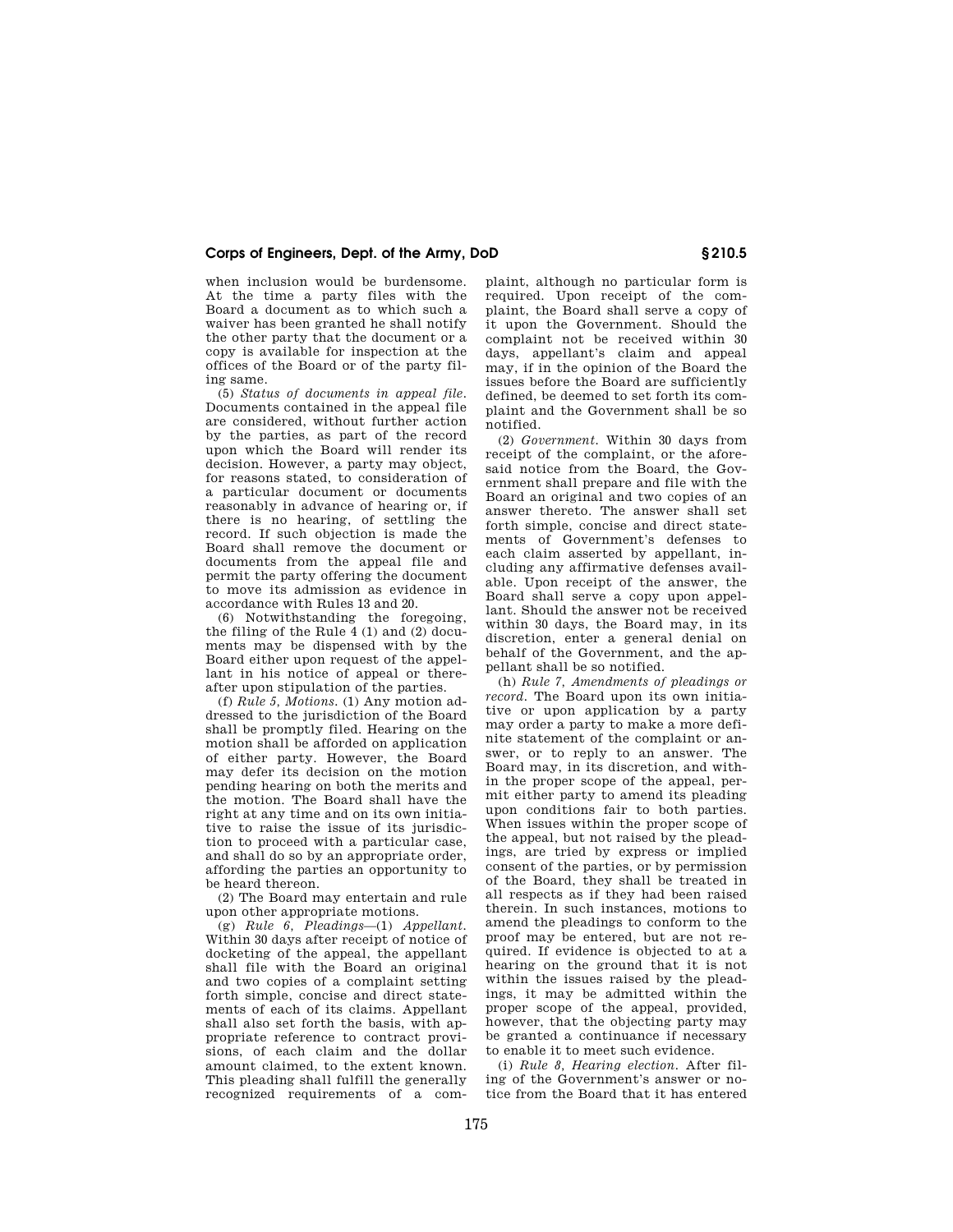when inclusion would be burdensome. At the time a party files with the Board a document as to which such a waiver has been granted he shall notify the other party that the document or a copy is available for inspection at the offices of the Board or of the party filing same.

(5) *Status of documents in appeal file.* Documents contained in the appeal file are considered, without further action by the parties, as part of the record upon which the Board will render its decision. However, a party may object, for reasons stated, to consideration of a particular document or documents reasonably in advance of hearing or, if there is no hearing, of settling the record. If such objection is made the Board shall remove the document or documents from the appeal file and permit the party offering the document to move its admission as evidence in accordance with Rules 13 and 20.

(6) Notwithstanding the foregoing, the filing of the Rule 4 (1) and (2) documents may be dispensed with by the Board either upon request of the appellant in his notice of appeal or thereafter upon stipulation of the parties.

(f) *Rule 5, Motions.* (1) Any motion addressed to the jurisdiction of the Board shall be promptly filed. Hearing on the motion shall be afforded on application of either party. However, the Board may defer its decision on the motion pending hearing on both the merits and the motion. The Board shall have the right at any time and on its own initiative to raise the issue of its jurisdiction to proceed with a particular case, and shall do so by an appropriate order, affording the parties an opportunity to be heard thereon.

(2) The Board may entertain and rule upon other appropriate motions.

(g) *Rule 6, Pleadings*—(1) *Appellant.* Within 30 days after receipt of notice of docketing of the appeal, the appellant shall file with the Board an original and two copies of a complaint setting forth simple, concise and direct statements of each of its claims. Appellant shall also set forth the basis, with appropriate reference to contract provisions, of each claim and the dollar amount claimed, to the extent known. This pleading shall fulfill the generally recognized requirements of a complaint, although no particular form is required. Upon receipt of the complaint, the Board shall serve a copy of it upon the Government. Should the complaint not be received within 30 days, appellant's claim and appeal may, if in the opinion of the Board the issues before the Board are sufficiently defined, be deemed to set forth its complaint and the Government shall be so notified.

(2) *Government.* Within 30 days from receipt of the complaint, or the aforesaid notice from the Board, the Government shall prepare and file with the Board an original and two copies of an answer thereto. The answer shall set forth simple, concise and direct statements of Government's defenses to each claim asserted by appellant, including any affirmative defenses available. Upon receipt of the answer, the Board shall serve a copy upon appellant. Should the answer not be received within 30 days, the Board may, in its discretion, enter a general denial on behalf of the Government, and the appellant shall be so notified.

(h) *Rule 7, Amendments of pleadings or record.* The Board upon its own initiative or upon application by a party may order a party to make a more definite statement of the complaint or answer, or to reply to an answer. The Board may, in its discretion, and within the proper scope of the appeal, permit either party to amend its pleading upon conditions fair to both parties. When issues within the proper scope of the appeal, but not raised by the pleadings, are tried by express or implied consent of the parties, or by permission of the Board, they shall be treated in all respects as if they had been raised therein. In such instances, motions to amend the pleadings to conform to the proof may be entered, but are not required. If evidence is objected to at a hearing on the ground that it is not within the issues raised by the pleadings, it may be admitted within the proper scope of the appeal, provided, however, that the objecting party may be granted a continuance if necessary to enable it to meet such evidence.

(i) *Rule 8, Hearing election.* After filing of the Government's answer or notice from the Board that it has entered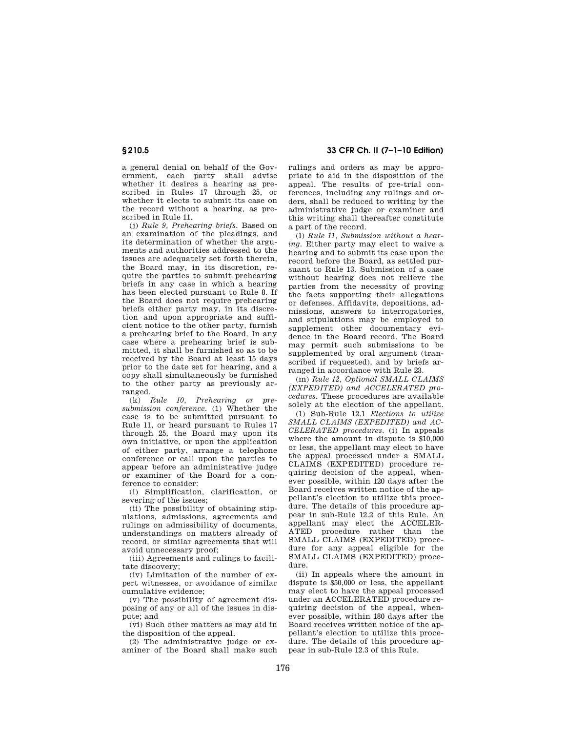a general denial on behalf of the Government, each party shall advise whether it desires a hearing as prescribed in Rules 17 through 25, or whether it elects to submit its case on the record without a hearing, as prescribed in Rule 11.

(j) *Rule 9, Prehearing briefs.* Based on an examination of the pleadings, and its determination of whether the arguments and authorities addressed to the issues are adequately set forth therein, the Board may, in its discretion, require the parties to submit prehearing briefs in any case in which a hearing has been elected pursuant to Rule 8. If the Board does not require prehearing briefs either party may, in its discretion and upon appropriate and sufficient notice to the other party, furnish a prehearing brief to the Board. In any case where a prehearing brief is submitted, it shall be furnished so as to be received by the Board at least 15 days prior to the date set for hearing, and a copy shall simultaneously be furnished to the other party as previously arranged.

(k) *Rule 10, Prehearing or presubmission conference.* (1) Whether the case is to be submitted pursuant to Rule 11, or heard pursuant to Rules 17 through 25, the Board may upon its own initiative, or upon the application of either party, arrange a telephone conference or call upon the parties to appear before an administrative judge or examiner of the Board for a conference to consider:

(i) Simplification, clarification, or severing of the issues;

(ii) The possibility of obtaining stipulations, admissions, agreements and rulings on admissibility of documents, understandings on matters already of record, or similar agreements that will avoid unnecessary proof;

(iii) Agreements and rulings to facilitate discovery;

(iv) Limitation of the number of expert witnesses, or avoidance of similar cumulative evidence;

(v) The possibility of agreement disposing of any or all of the issues in dispute; and

(vi) Such other matters as may aid in the disposition of the appeal.

(2) The administrative judge or examiner of the Board shall make such rulings and orders as may be appropriate to aid in the disposition of the appeal. The results of pre-trial conferences, including any rulings and orders, shall be reduced to writing by the administrative judge or examiner and this writing shall thereafter constitute a part of the record.

(l) *Rule 11, Submission without a hearing.* Either party may elect to waive a hearing and to submit its case upon the record before the Board, as settled pursuant to Rule 13. Submission of a case without hearing does not relieve the parties from the necessity of proving the facts supporting their allegations or defenses. Affidavits, depositions, admissions, answers to interrogatories, and stipulations may be employed to supplement other documentary evidence in the Board record. The Board may permit such submissions to be supplemented by oral argument (transcribed if requested), and by briefs arranged in accordance with Rule 23.

(m) *Rule 12, Optional SMALL CLAIMS (EXPEDITED) and ACCELERATED procedures.* These procedures are available solely at the election of the appellant.

(1) Sub-Rule 12.1 *Elections to utilize SMALL CLAIMS (EXPEDITED) and ACCELERATED procedures.* (i) In appeals where the amount in dispute is $10,000 or less, the appellant may elect to have the appeal processed under a SMALL CLAIMS (EXPEDITED) procedure requiring decision of the appeal, whenever possible, within 120 days after the Board receives written notice of the appellant's election to utilize this procedure. The details of this procedure appear in sub-Rule 12.2 of this Rule. An appellant may elect the ACCELERATED procedure rather than the SMALL CLAIMS (EXPEDITED) procedure for any appeal eligible for the SMALL CLAIMS (EXPEDITED) procedure.

(ii) In appeals where the amount in dispute is $50,000 or less, the appellant may elect to have the appeal processed under an ACCELERATED procedure requiring decision of the appeal, whenever possible, within 180 days after the Board receives written notice of the appellant's election to utilize this procedure. The details of this procedure appear in sub-Rule 12.3 of this Rule.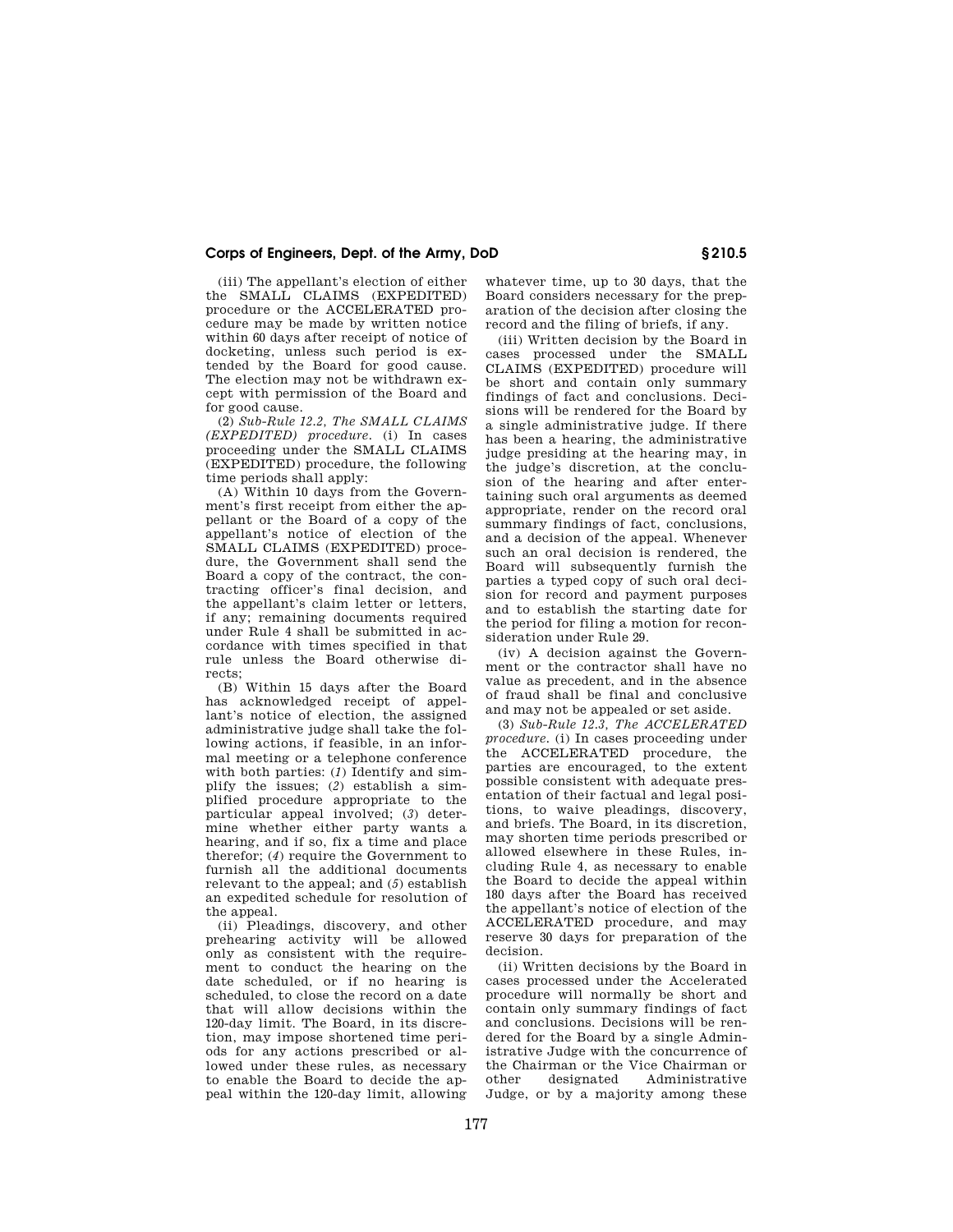(iii) The appellant's election of either the SMALL CLAIMS (EXPEDITED) procedure or the ACCELERATED procedure may be made by written notice within 60 days after receipt of notice of docketing, unless such period is extended by the Board for good cause. The election may not be withdrawn except with permission of the Board and for good cause.

(2) *Sub-Rule 12.2, The SMALL CLAIMS (EXPEDITED) procedure.* (i) In cases proceeding under the SMALL CLAIMS (EXPEDITED) procedure, the following time periods shall apply:

(A) Within 10 days from the Government's first receipt from either the appellant or the Board of a copy of the appellant's notice of election of the SMALL CLAIMS (EXPEDITED) procedure, the Government shall send the Board a copy of the contract, the contracting officer's final decision, and the appellant's claim letter or letters, if any; remaining documents required under Rule 4 shall be submitted in accordance with times specified in that rule unless the Board otherwise directs;

(B) Within 15 days after the Board has acknowledged receipt of appellant's notice of election, the assigned administrative judge shall take the following actions, if feasible, in an informal meeting or a telephone conference with both parties: (*1*) Identify and simplify the issues; (*2*) establish a simplified procedure appropriate to the particular appeal involved; (*3*) determine whether either party wants a hearing, and if so, fix a time and place therefor; (*4*) require the Government to furnish all the additional documents relevant to the appeal; and (*5*) establish an expedited schedule for resolution of the appeal.

(ii) Pleadings, discovery, and other prehearing activity will be allowed only as consistent with the requirement to conduct the hearing on the date scheduled, or if no hearing is scheduled, to close the record on a date that will allow decisions within the 120-day limit. The Board, in its discretion, may impose shortened time periods for any actions prescribed or allowed under these rules, as necessary to enable the Board to decide the appeal within the 120-day limit, allowing whatever time, up to 30 days, that the Board considers necessary for the preparation of the decision after closing the record and the filing of briefs, if any.

(iii) Written decision by the Board in cases processed under the SMALL CLAIMS (EXPEDITED) procedure will be short and contain only summary findings of fact and conclusions. Decisions will be rendered for the Board by a single administrative judge. If there has been a hearing, the administrative judge presiding at the hearing may, in the judge's discretion, at the conclusion of the hearing and after entertaining such oral arguments as deemed appropriate, render on the record oral summary findings of fact, conclusions, and a decision of the appeal. Whenever such an oral decision is rendered, the Board will subsequently furnish the parties a typed copy of such oral decision for record and payment purposes and to establish the starting date for the period for filing a motion for reconsideration under Rule 29.

(iv) A decision against the Government or the contractor shall have no value as precedent, and in the absence of fraud shall be final and conclusive and may not be appealed or set aside.

(3) *Sub-Rule 12.3, The ACCELERATED procedure.* (i) In cases proceeding under the ACCELERATED procedure, the parties are encouraged, to the extent possible consistent with adequate presentation of their factual and legal positions, to waive pleadings, discovery, and briefs. The Board, in its discretion, may shorten time periods prescribed or allowed elsewhere in these Rules, including Rule 4, as necessary to enable the Board to decide the appeal within 180 days after the Board has received the appellant's notice of election of the ACCELERATED procedure, and may reserve 30 days for preparation of the decision.

(ii) Written decisions by the Board in cases processed under the Accelerated procedure will normally be short and contain only summary findings of fact and conclusions. Decisions will be rendered for the Board by a single Administrative Judge with the concurrence of the Chairman or the Vice Chairman or other designated Administrative Judge, or by a majority among these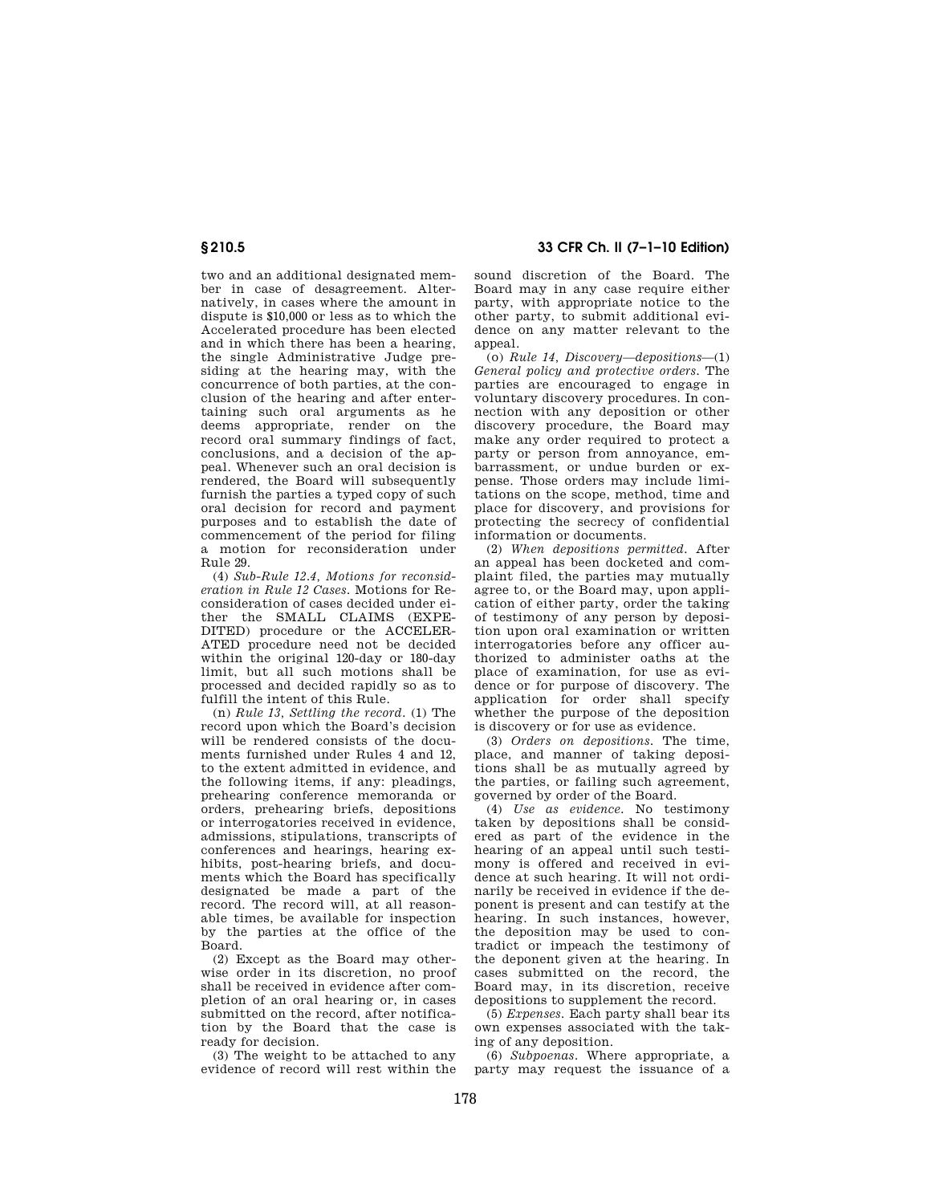two and an additional designated member in case of desagreement. Alternatively, in cases where the amount in dispute is $10,000 or less as to which the Accelerated procedure has been elected and in which there has been a hearing, the single Administrative Judge presiding at the hearing may, with the concurrence of both parties, at the conclusion of the hearing and after entertaining such oral arguments as he deems appropriate, render on the record oral summary findings of fact, conclusions, and a decision of the appeal. Whenever such an oral decision is rendered, the Board will subsequently furnish the parties a typed copy of such oral decision for record and payment purposes and to establish the date of commencement of the period for filing a motion for reconsideration under Rule 29.

(4) *Sub-Rule 12.4, Motions for reconsideration in Rule 12 Cases.* Motions for Reconsideration of cases decided under either the SMALL CLAIMS (EXPEDITED) procedure or the ACCELERATED procedure need not be decided within the original 120-day or 180-day limit, but all such motions shall be processed and decided rapidly so as to fulfill the intent of this Rule.

(n) *Rule 13, Settling the record.* (1) The record upon which the Board's decision will be rendered consists of the documents furnished under Rules 4 and 12, to the extent admitted in evidence, and the following items, if any: pleadings, prehearing conference memoranda or orders, prehearing briefs, depositions or interrogatories received in evidence, admissions, stipulations, transcripts of conferences and hearings, hearing exhibits, post-hearing briefs, and documents which the Board has specifically designated be made a part of the record. The record will, at all reasonable times, be available for inspection by the parties at the office of the Board.

(2) Except as the Board may otherwise order in its discretion, no proof shall be received in evidence after completion of an oral hearing or, in cases submitted on the record, after notification by the Board that the case is ready for decision.

(3) The weight to be attached to any evidence of record will rest within the sound discretion of the Board. The Board may in any case require either party, with appropriate notice to the other party, to submit additional evidence on any matter relevant to the appeal.

(o) *Rule 14, Discovery—depositions*—(1) *General policy and protective orders.* The parties are encouraged to engage in voluntary discovery procedures. In connection with any deposition or other discovery procedure, the Board may make any order required to protect a party or person from annoyance, embarrassment, or undue burden or expense. Those orders may include limitations on the scope, method, time and place for discovery, and provisions for protecting the secrecy of confidential information or documents.

(2) *When depositions permitted.* After an appeal has been docketed and complaint filed, the parties may mutually agree to, or the Board may, upon application of either party, order the taking of testimony of any person by deposition upon oral examination or written interrogatories before any officer authorized to administer oaths at the place of examination, for use as evidence or for purpose of discovery. The application for order shall specify whether the purpose of the deposition is discovery or for use as evidence.

(3) *Orders on depositions.* The time, place, and manner of taking depositions shall be as mutually agreed by the parties, or failing such agreement, governed by order of the Board.

(4) *Use as evidence.* No testimony taken by depositions shall be considered as part of the evidence in the hearing of an appeal until such testimony is offered and received in evidence at such hearing. It will not ordinarily be received in evidence if the deponent is present and can testify at the hearing. In such instances, however, the deposition may be used to contradict or impeach the testimony of the deponent given at the hearing. In cases submitted on the record, the Board may, in its discretion, receive depositions to supplement the record.

(5) *Expenses.* Each party shall bear its own expenses associated with the taking of any deposition.

(6) *Subpoenas.* Where appropriate, a party may request the issuance of a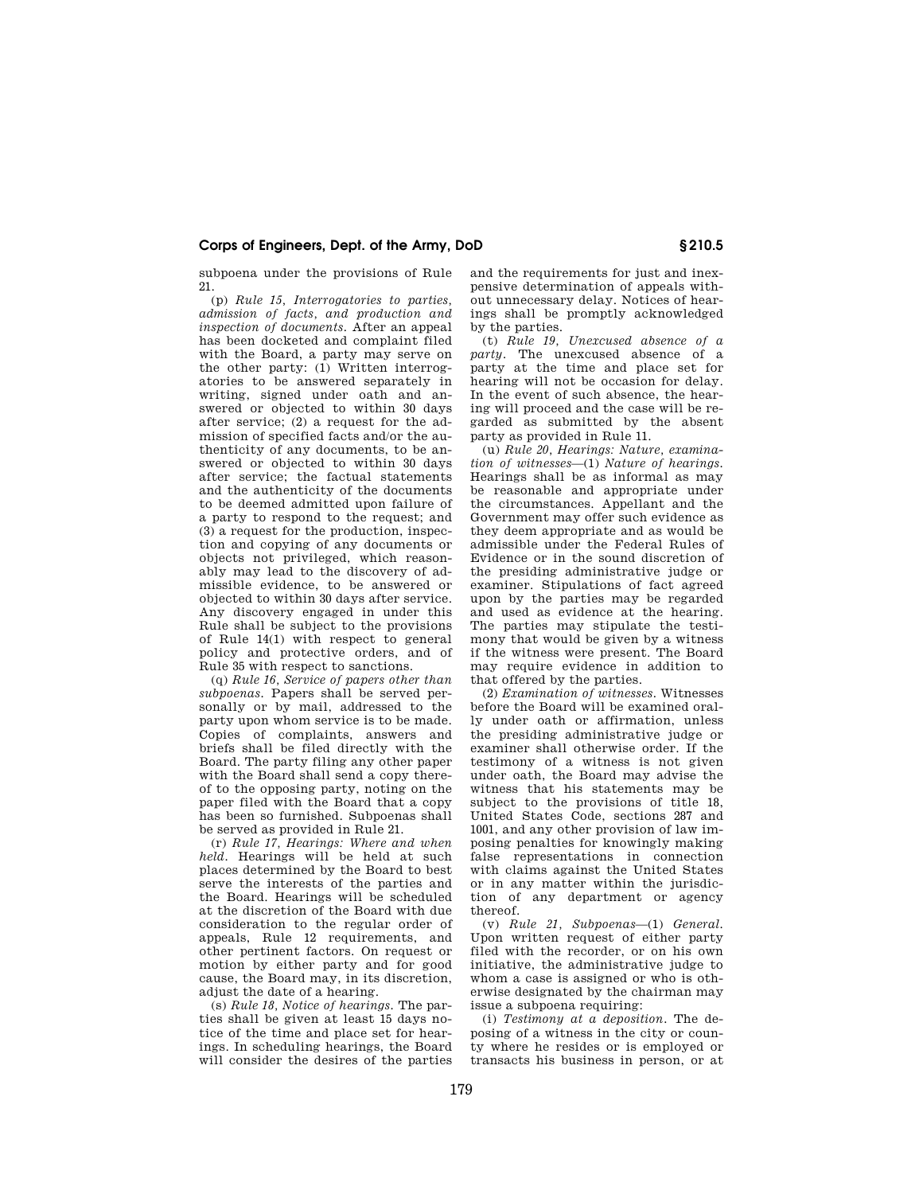subpoena under the provisions of Rule 21.

(p) *Rule 15, Interrogatories to parties, admission of facts, and production and inspection of documents.* After an appeal has been docketed and complaint filed with the Board, a party may serve on the other party: (1) Written interrogatories to be answered separately in writing, signed under oath and answered or objected to within 30 days after service; (2) a request for the admission of specified facts and/or the authenticity of any documents, to be answered or objected to within 30 days after service; the factual statements and the authenticity of the documents to be deemed admitted upon failure of a party to respond to the request; and (3) a request for the production, inspection and copying of any documents or objects not privileged, which reasonably may lead to the discovery of admissible evidence, to be answered or objected to within 30 days after service. Any discovery engaged in under this Rule shall be subject to the provisions of Rule 14(1) with respect to general policy and protective orders, and of Rule 35 with respect to sanctions.

(q) *Rule 16, Service of papers other than subpoenas.* Papers shall be served personally or by mail, addressed to the party upon whom service is to be made. Copies of complaints, answers and briefs shall be filed directly with the Board. The party filing any other paper with the Board shall send a copy thereof to the opposing party, noting on the paper filed with the Board that a copy has been so furnished. Subpoenas shall be served as provided in Rule 21.

(r) *Rule 17, Hearings: Where and when held.* Hearings will be held at such places determined by the Board to best serve the interests of the parties and the Board. Hearings will be scheduled at the discretion of the Board with due consideration to the regular order of appeals, Rule 12 requirements, and other pertinent factors. On request or motion by either party and for good cause, the Board may, in its discretion, adjust the date of a hearing.

(s) *Rule 18, Notice of hearings.* The parties shall be given at least 15 days notice of the time and place set for hearings. In scheduling hearings, the Board will consider the desires of the parties and the requirements for just and inexpensive determination of appeals without unnecessary delay. Notices of hearings shall be promptly acknowledged by the parties.

(t) *Rule 19, Unexcused absence of a party.* The unexcused absence of a party at the time and place set for hearing will not be occasion for delay. In the event of such absence, the hearing will proceed and the case will be regarded as submitted by the absent party as provided in Rule 11.

(u) *Rule 20, Hearings: Nature, examination of witnesses*—(1) *Nature of hearings.* Hearings shall be as informal as may be reasonable and appropriate under the circumstances. Appellant and the Government may offer such evidence as they deem appropriate and as would be admissible under the Federal Rules of Evidence or in the sound discretion of the presiding administrative judge or examiner. Stipulations of fact agreed upon by the parties may be regarded and used as evidence at the hearing. The parties may stipulate the testimony that would be given by a witness if the witness were present. The Board may require evidence in addition to that offered by the parties.

(2) *Examination of witnesses.* Witnesses before the Board will be examined orally under oath or affirmation, unless the presiding administrative judge or examiner shall otherwise order. If the testimony of a witness is not given under oath, the Board may advise the witness that his statements may be subject to the provisions of title 18, United States Code, sections 287 and 1001, and any other provision of law imposing penalties for knowingly making false representations in connection with claims against the United States or in any matter within the jurisdiction of any department or agency thereof.

(v) *Rule 21, Subpoenas*—(1) *General.* Upon written request of either party filed with the recorder, or on his own initiative, the administrative judge to whom a case is assigned or who is otherwise designated by the chairman may issue a subpoena requiring:

(i) *Testimony at a deposition.* The deposing of a witness in the city or county where he resides or is employed or transacts his business in person, or at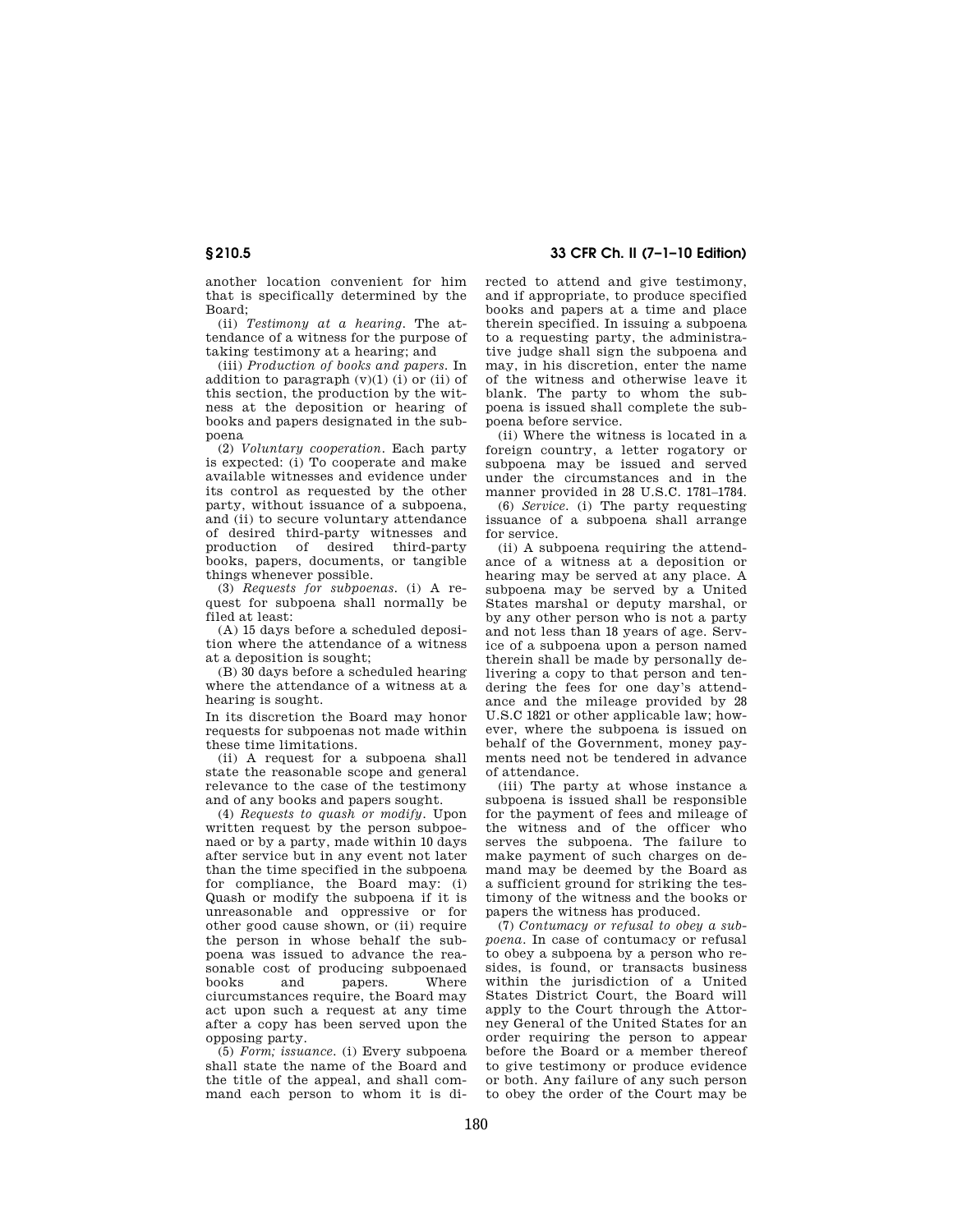another location convenient for him that is specifically determined by the Board;

(ii) *Testimony at a hearing.* The attendance of a witness for the purpose of taking testimony at a hearing; and

(iii) *Production of books and papers.* In addition to paragraph (v)(1) (i) or (ii) of this section, the production by the witness at the deposition or hearing of books and papers designated in the subpoena

(2) *Voluntary cooperation.* Each party is expected: (i) To cooperate and make available witnesses and evidence under its control as requested by the other party, without issuance of a subpoena, and (ii) to secure voluntary attendance of desired third-party witnesses and production of desired third-party books, papers, documents, or tangible things whenever possible.

(3) *Requests for subpoenas.* (i) A request for subpoena shall normally be filed at least:

(A) 15 days before a scheduled deposition where the attendance of a witness at a deposition is sought;

(B) 30 days before a scheduled hearing where the attendance of a witness at a hearing is sought.

In its discretion the Board may honor requests for subpoenas not made within these time limitations.

(ii) A request for a subpoena shall state the reasonable scope and general relevance to the case of the testimony and of any books and papers sought.

(4) *Requests to quash or modify.* Upon written request by the person subpoenaed or by a party, made within 10 days after service but in any event not later than the time specified in the subpoena for compliance, the Board may: (i) Quash or modify the subpoena if it is unreasonable and oppressive or for other good cause shown, or (ii) require the person in whose behalf the subpoena was issued to advance the reasonable cost of producing subpoenaed books and papers. Where ciurcumstances require, the Board may act upon such a request at any time after a copy has been served upon the opposing party.

(5) *Form; issuance.* (i) Every subpoena shall state the name of the Board and the title of the appeal, and shall command each person to whom it is directed to attend and give testimony, and if appropriate, to produce specified books and papers at a time and place therein specified. In issuing a subpoena to a requesting party, the administrative judge shall sign the subpoena and may, in his discretion, enter the name of the witness and otherwise leave it blank. The party to whom the subpoena is issued shall complete the subpoena before service.

(ii) Where the witness is located in a foreign country, a letter rogatory or subpoena may be issued and served under the circumstances and in the manner provided in 28 U.S.C. 1781–1784.

(6) *Service.* (i) The party requesting issuance of a subpoena shall arrange for service.

(ii) A subpoena requiring the attendance of a witness at a deposition or hearing may be served at any place. A subpoena may be served by a United States marshal or deputy marshal, or by any other person who is not a party and not less than 18 years of age. Service of a subpoena upon a person named therein shall be made by personally delivering a copy to that person and tendering the fees for one day's attendance and the mileage provided by 28 U.S.C 1821 or other applicable law; however, where the subpoena is issued on behalf of the Government, money payments need not be tendered in advance of attendance.

(iii) The party at whose instance a subpoena is issued shall be responsible for the payment of fees and mileage of the witness and of the officer who serves the subpoena. The failure to make payment of such charges on demand may be deemed by the Board as a sufficient ground for striking the testimony of the witness and the books or papers the witness has produced.

(7) *Contumacy or refusal to obey a subpoena.* In case of contumacy or refusal to obey a subpoena by a person who resides, is found, or transacts business within the jurisdiction of a United States District Court, the Board will apply to the Court through the Attorney General of the United States for an order requiring the person to appear before the Board or a member thereof to give testimony or produce evidence or both. Any failure of any such person to obey the order of the Court may be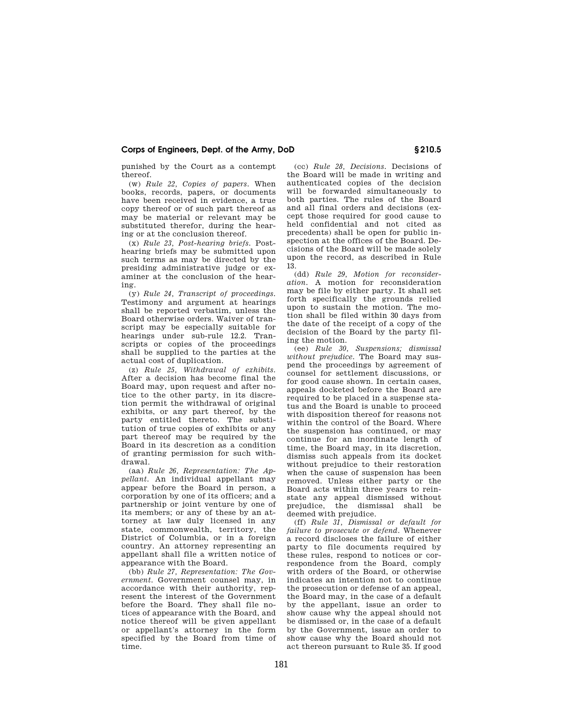punished by the Court as a contempt thereof.

(w) *Rule 22, Copies of papers.* When books, records, papers, or documents have been received in evidence, a true copy thereof or of such part thereof as may be material or relevant may be substituted therefor, during the hearing or at the conclusion thereof.

(x) *Rule 23, Post-hearing briefs.* Post-hearing briefs may be submitted upon such terms as may be directed by the presiding administrative judge or examiner at the conclusion of the hearing.

(y) *Rule 24, Transcript of proceedings.* Testimony and argument at hearings shall be reported verbatim, unless the Board otherwise orders. Waiver of transcript may be especially suitable for hearings under sub-rule 12.2. Transcripts or copies of the proceedings shall be supplied to the parties at the actual cost of duplication.

(z) *Rule 25, Withdrawal of exhibits.* After a decision has become final the Board may, upon request and after notice to the other party, in its discretion permit the withdrawal of original exhibits, or any part thereof, by the party entitled thereto. The substitution of true copies of exhibits or any part thereof may be required by the Board in its descretion as a condition of granting permission for such withdrawal.

(aa) *Rule 26, Representation: The Appellant.* An individual appellant may appear before the Board in person, a corporation by one of its officers; and a partnership or joint venture by one of its members; or any of these by an attorney at law duly licensed in any state, commonwealth, territory, the District of Columbia, or in a foreign country. An attorney representing an appellant shall file a written notice of appearance with the Board.

(bb) *Rule 27, Representation: The Government.* Government counsel may, in accordance with their authority, represent the interest of the Government before the Board. They shall file notices of appearance with the Board, and notice thereof will be given appellant or appellant's attorney in the form specified by the Board from time of time.

(cc) *Rule 28, Decisions.* Decisions of the Board will be made in writing and authenticated copies of the decision will be forwarded simultaneously to both parties. The rules of the Board and all final orders and decisions (except those required for good cause to held confidential and not cited as precedents) shall be open for public inspection at the offices of the Board. Decisions of the Board will be made solely upon the record, as described in Rule 13.

(dd) *Rule 29, Motion for reconsideration.* A motion for reconsideration may be file by either party. It shall set forth specifically the grounds relied upon to sustain the motion. The motion shall be filed within 30 days from the date of the receipt of a copy of the decision of the Board by the party filing the motion.

(ee) *Rule 30, Suspensions; dismissal without prejudice.* The Board may suspend the proceedings by agreement of counsel for settlement discussions, or for good cause shown. In certain cases, appeals docketed before the Board are required to be placed in a suspense status and the Board is unable to proceed with disposition thereof for reasons not within the control of the Board. Where the suspension has continued, or may continue for an inordinate length of time, the Board may, in its discretion, dismiss such appeals from its docket without prejudice to their restoration when the cause of suspension has been removed. Unless either party or the Board acts within three years to reinstate any appeal dismissed without prejudice, the dismissal shall be deemed with prejudice.

(ff) *Rule 31, Dismissal or default for failure to prosecute or defend.* Whenever a record discloses the failure of either party to file documents required by these rules, respond to notices or correspondence from the Board, comply with orders of the Board, or otherwise indicates an intention not to continue the prosecution or defense of an appeal, the Board may, in the case of a default by the appellant, issue an order to show cause why the appeal should not be dismissed or, in the case of a default by the Government, issue an order to show cause why the Board should not act thereon pursuant to Rule 35. If good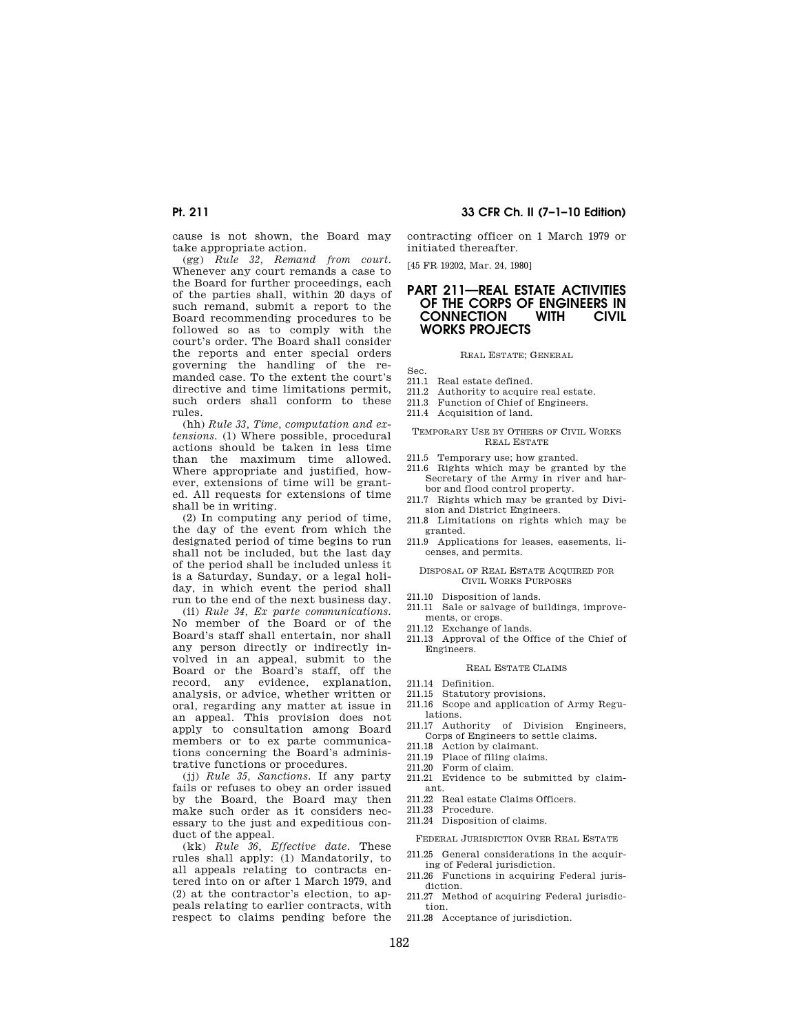cause is not shown, the Board may take appropriate action.

(gg) *Rule 32, Remand from court.* Whenever any court remands a case to the Board for further proceedings, each of the parties shall, within 20 days of such remand, submit a report to the Board recommending procedures to be followed so as to comply with the court's order. The Board shall consider the reports and enter special orders governing the handling of the remanded case. To the extent the court's directive and time limitations permit, such orders shall conform to these rules.

(hh) *Rule 33, Time, computation and extensions.* (1) Where possible, procedural actions should be taken in less time than the maximum time allowed. Where appropriate and justified, however, extensions of time will be granted. All requests for extensions of time shall be in writing.

(2) In computing any period of time, the day of the event from which the designated period of time begins to run shall not be included, but the last day of the period shall be included unless it is a Saturday, Sunday, or a legal holiday, in which event the period shall run to the end of the next business day.

(ii) *Rule 34, Ex parte communications.* No member of the Board or of the Board's staff shall entertain, nor shall any person directly or indirectly involved in an appeal, submit to the Board or the Board's staff, off the record, any evidence, explanation, analysis, or advice, whether written or oral, regarding any matter at issue in an appeal. This provision does not apply to consultation among Board members or to ex parte communications concerning the Board's administrative functions or procedures.

(jj) *Rule 35, Sanctions.* If any party fails or refuses to obey an order issued by the Board, the Board may then make such order as it considers necessary to the just and expeditious conduct of the appeal.

(kk) *Rule 36, Effective date.* These rules shall apply: (1) Mandatorily, to all appeals relating to contracts entered into on or after 1 March 1979, and (2) at the contractor's election, to appeals relating to earlier contracts, with respect to claims pending before the contracting officer on 1 March 1979 or initiated thereafter.

[45 FR 19202, Mar. 24, 1980]

## PART 211—REAL ESTATE ACTIVITIES OF THE CORPS OF ENGINEERS IN CONNECTION WITH CIVIL WORKS PROJECTS

REAL ESTATE; GENERAL

Sec.
211.1 Real estate defined.
211.2 Authority to acquire real estate.
211.3 Function of Chief of Engineers.
211.4 Acquisition of land.

TEMPORARY USE BY OTHERS OF CIVIL WORKS REAL ESTATE

211.5 Temporary use; how granted.
211.6 Rights which may be granted by the Secretary of the Army in river and harbor and flood control property.
211.7 Rights which may be granted by Division and District Engineers.
211.8 Limitations on rights which may be granted.
211.9 Applications for leases, easements, licenses, and permits.

DISPOSAL OF REAL ESTATE ACQUIRED FOR CIVIL WORKS PURPOSES

211.10 Disposition of lands.
211.11 Sale or salvage of buildings, improvements, or crops.
211.12 Exchange of lands.
211.13 Approval of the Office of the Chief of Engineers.

REAL ESTATE CLAIMS

211.14 Definition.
211.15 Statutory provisions.
211.16 Scope and application of Army Regulations.
211.17 Authority of Division Engineers, Corps of Engineers to settle claims.
211.18 Action by claimant.
211.19 Place of filing claims.
211.20 Form of claim.
211.21 Evidence to be submitted by claimant.
211.22 Real estate Claims Officers.
211.23 Procedure.
211.24 Disposition of claims.

FEDERAL JURISDICTION OVER REAL ESTATE

211.25 General considerations in the acquiring of Federal jurisdiction.
211.26 Functions in acquiring Federal jurisdiction.
211.27 Method of acquiring Federal jurisdiction.
211.28 Acceptance of jurisdiction.